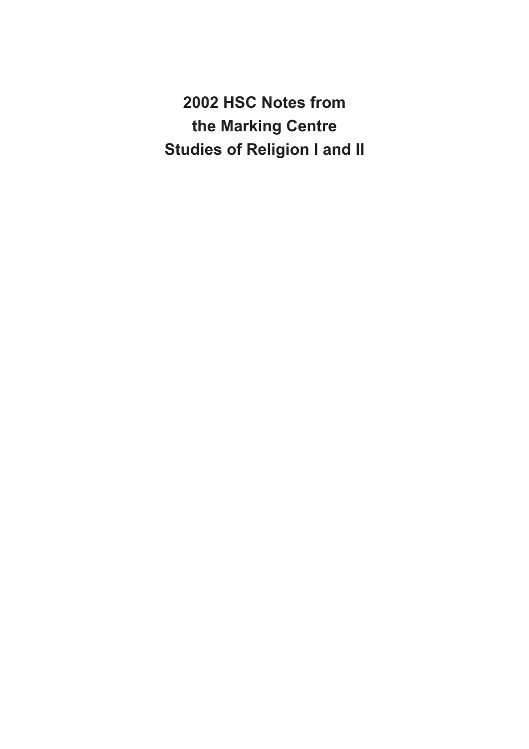# 2002 HSC Notes from the Marking Centre Studies of Religion I and II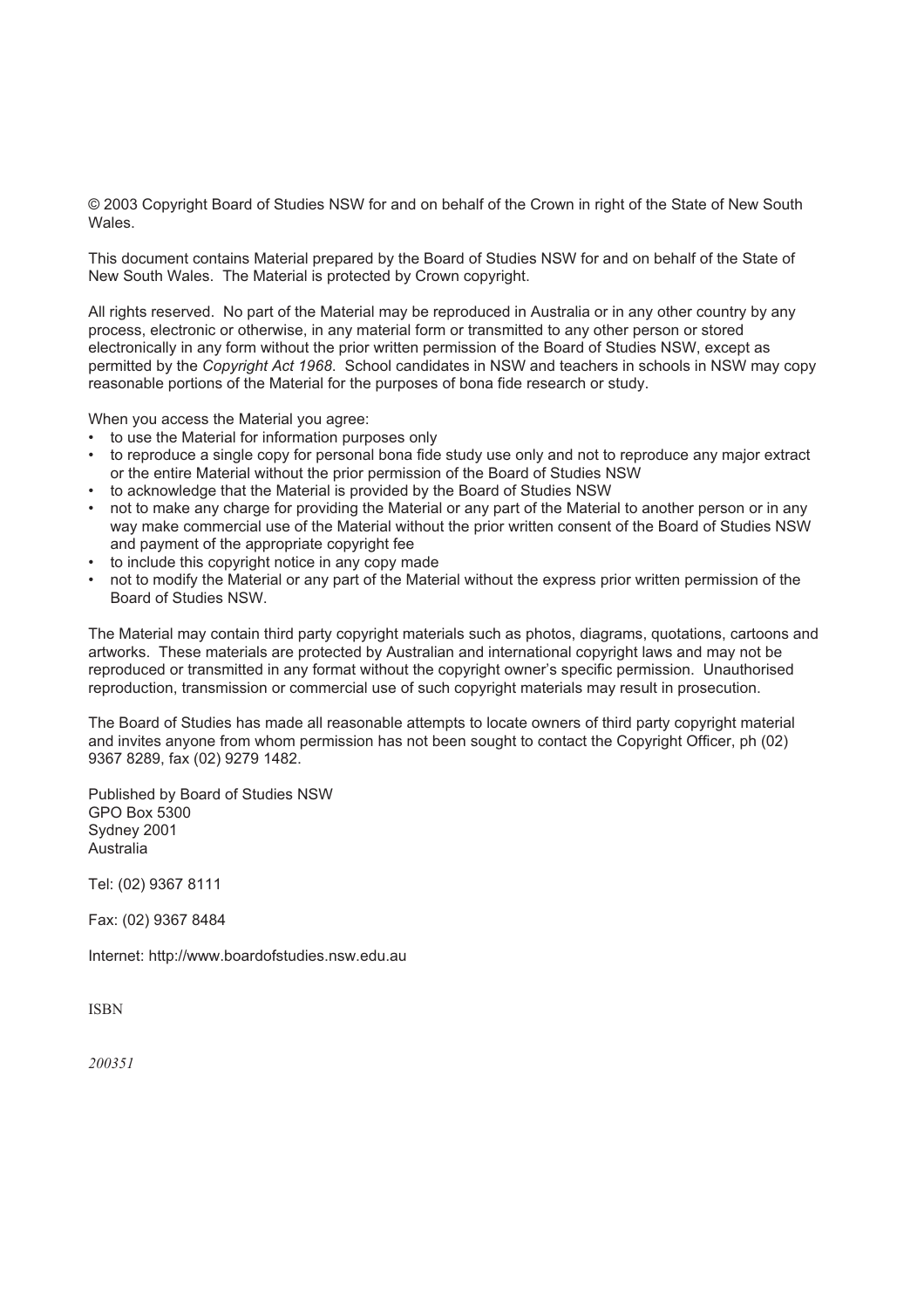© 2003 Copyright Board of Studies NSW for and on behalf of the Crown in right of the State of New South Wales.

This document contains Material prepared by the Board of Studies NSW for and on behalf of the State of New South Wales. The Material is protected by Crown copyright.

All rights reserved. No part of the Material may be reproduced in Australia or in any other country by any process, electronic or otherwise, in any material form or transmitted to any other person or stored electronically in any form without the prior written permission of the Board of Studies NSW, except as permitted by the *Copyright Act 1968*. School candidates in NSW and teachers in schools in NSW may copy reasonable portions of the Material for the purposes of bona fide research or study.

When you access the Material you agree:

- to use the Material for information purposes only
- to reproduce a single copy for personal bona fide study use only and not to reproduce any major extract or the entire Material without the prior permission of the Board of Studies NSW
- to acknowledge that the Material is provided by the Board of Studies NSW
- not to make any charge for providing the Material or any part of the Material to another person or in any way make commercial use of the Material without the prior written consent of the Board of Studies NSW and payment of the appropriate copyright fee
- to include this copyright notice in any copy made
- not to modify the Material or any part of the Material without the express prior written permission of the Board of Studies NSW.

The Material may contain third party copyright materials such as photos, diagrams, quotations, cartoons and artworks. These materials are protected by Australian and international copyright laws and may not be reproduced or transmitted in any format without the copyright owner's specific permission. Unauthorised reproduction, transmission or commercial use of such copyright materials may result in prosecution.

The Board of Studies has made all reasonable attempts to locate owners of third party copyright material and invites anyone from whom permission has not been sought to contact the Copyright Officer, ph (02) 9367 8289, fax (02) 9279 1482.

Published by Board of Studies NSW
GPO Box 5300
Sydney 2001
Australia

Tel: (02) 9367 8111

Fax: (02) 9367 8484

Internet: http://www.boardofstudies.nsw.edu.au

ISBN

*200351*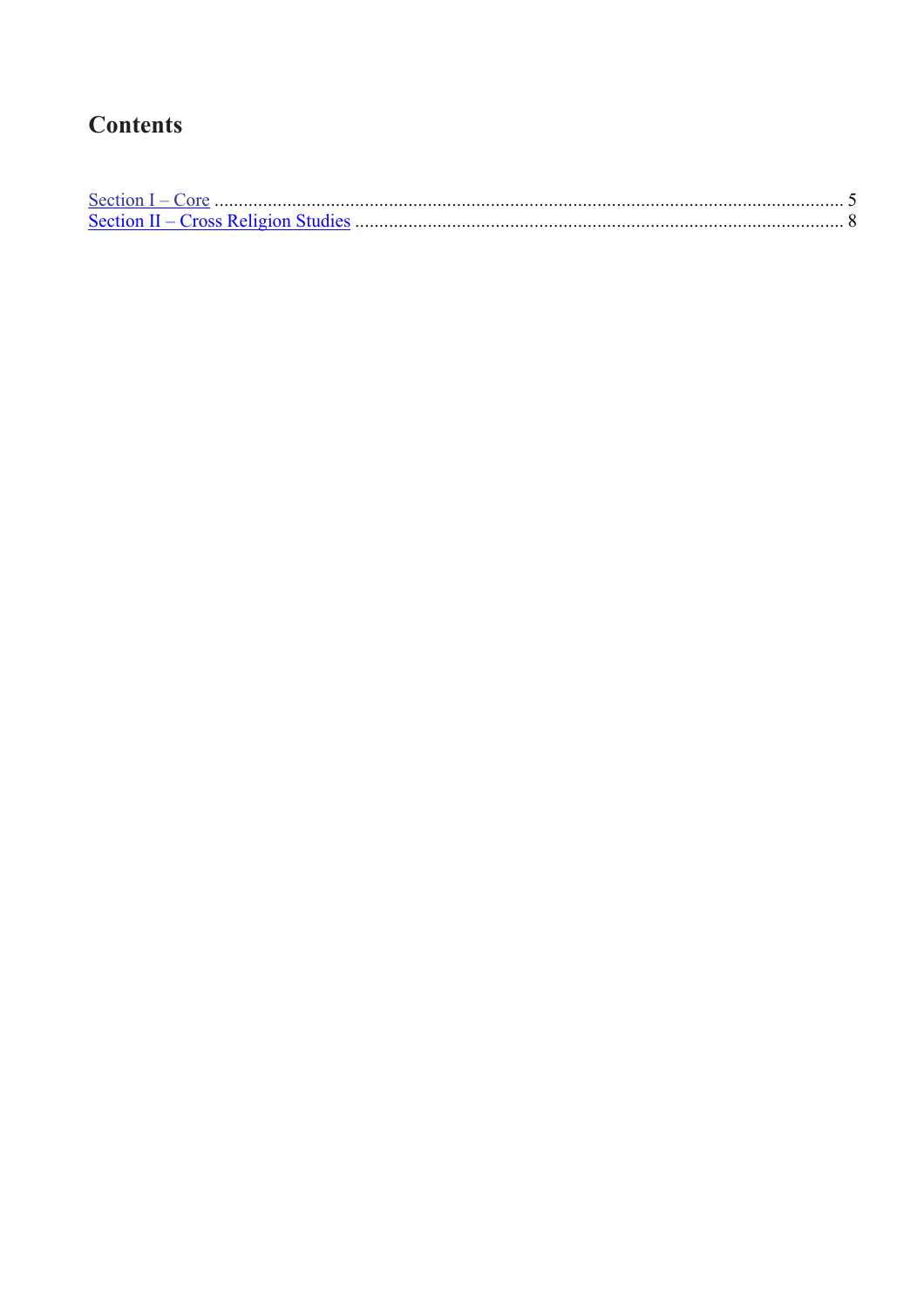## Contents

Section I – Core ............................................................................................................................ 5
Section II – Cross Religion Studies ............................................................................................ 8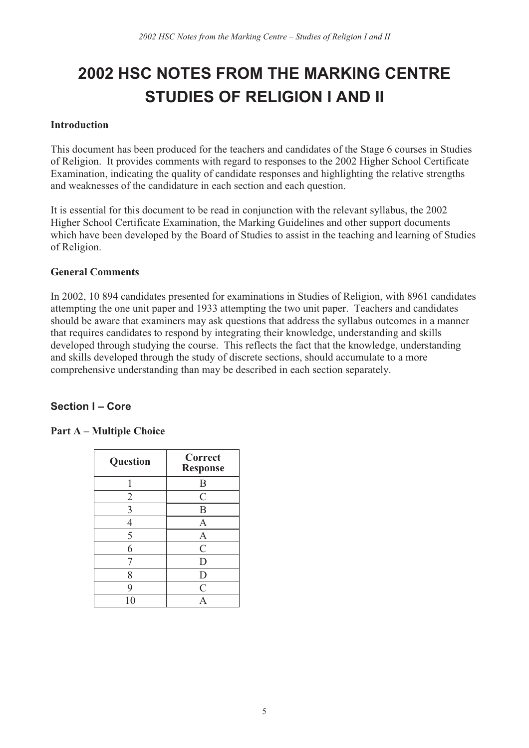# 2002 HSC NOTES FROM THE MARKING CENTRE STUDIES OF RELIGION I AND II

**Introduction**

This document has been produced for the teachers and candidates of the Stage 6 courses in Studies of Religion. It provides comments with regard to responses to the 2002 Higher School Certificate Examination, indicating the quality of candidate responses and highlighting the relative strengths and weaknesses of the candidature in each section and each question.

It is essential for this document to be read in conjunction with the relevant syllabus, the 2002 Higher School Certificate Examination, the Marking Guidelines and other support documents which have been developed by the Board of Studies to assist in the teaching and learning of Studies of Religion.

**General Comments**

In 2002, 10 894 candidates presented for examinations in Studies of Religion, with 8961 candidates attempting the one unit paper and 1933 attempting the two unit paper. Teachers and candidates should be aware that examiners may ask questions that address the syllabus outcomes in a manner that requires candidates to respond by integrating their knowledge, understanding and skills developed through studying the course. This reflects the fact that the knowledge, understanding and skills developed through the study of discrete sections, should accumulate to a more comprehensive understanding than may be described in each section separately.

## Section I – Core

### Part A – Multiple Choice

| Question | Correct Response |
|---|---|
| 1 | B |
| 2 | C |
| 3 | B |
| 4 | A |
| 5 | A |
| 6 | C |
| 7 | D |
| 8 | D |
| 9 | C |
| 10 | A |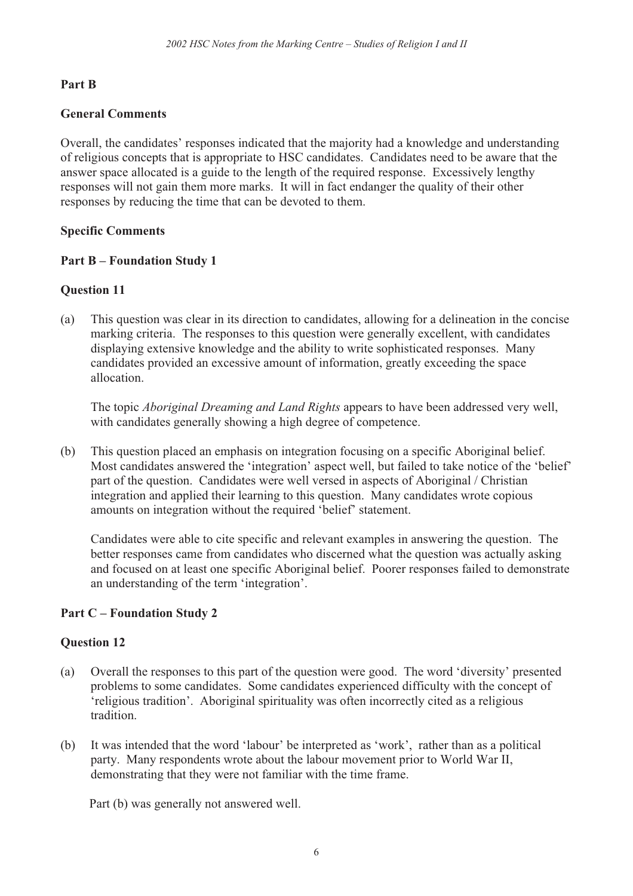## Part B

### General Comments

Overall, the candidates' responses indicated that the majority had a knowledge and understanding of religious concepts that is appropriate to HSC candidates. Candidates need to be aware that the answer space allocated is a guide to the length of the required response. Excessively lengthy responses will not gain them more marks. It will in fact endanger the quality of their other responses by reducing the time that can be devoted to them.

### Specific Comments

### Part B – Foundation Study 1

#### Question 11

(a) This question was clear in its direction to candidates, allowing for a delineation in the concise marking criteria. The responses to this question were generally excellent, with candidates displaying extensive knowledge and the ability to write sophisticated responses. Many candidates provided an excessive amount of information, greatly exceeding the space allocation.

The topic *Aboriginal Dreaming and Land Rights* appears to have been addressed very well, with candidates generally showing a high degree of competence.

(b) This question placed an emphasis on integration focusing on a specific Aboriginal belief. Most candidates answered the 'integration' aspect well, but failed to take notice of the 'belief' part of the question. Candidates were well versed in aspects of Aboriginal / Christian integration and applied their learning to this question. Many candidates wrote copious amounts on integration without the required 'belief' statement.

Candidates were able to cite specific and relevant examples in answering the question. The better responses came from candidates who discerned what the question was actually asking and focused on at least one specific Aboriginal belief. Poorer responses failed to demonstrate an understanding of the term 'integration'.

### Part C – Foundation Study 2

#### Question 12

(a) Overall the responses to this part of the question were good. The word 'diversity' presented problems to some candidates. Some candidates experienced difficulty with the concept of 'religious tradition'. Aboriginal spirituality was often incorrectly cited as a religious tradition.

(b) It was intended that the word 'labour' be interpreted as 'work', rather than as a political party. Many respondents wrote about the labour movement prior to World War II, demonstrating that they were not familiar with the time frame.

Part (b) was generally not answered well.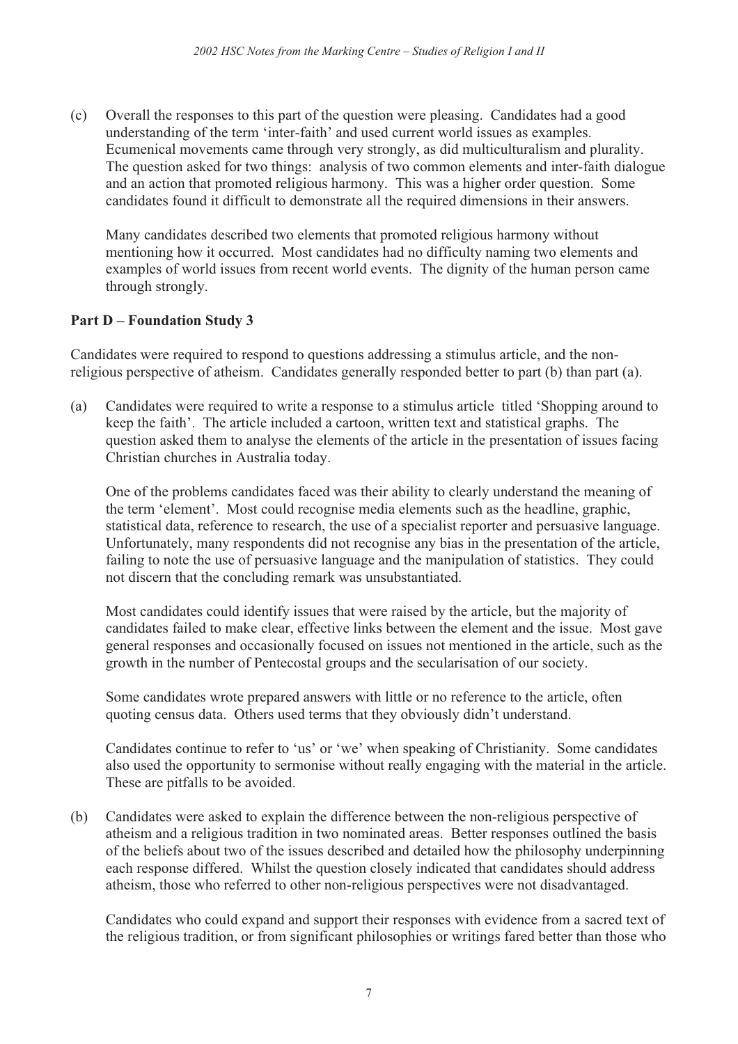(c) Overall the responses to this part of the question were pleasing. Candidates had a good understanding of the term 'inter-faith' and used current world issues as examples. Ecumenical movements came through very strongly, as did multiculturalism and plurality. The question asked for two things: analysis of two common elements and inter-faith dialogue and an action that promoted religious harmony. This was a higher order question. Some candidates found it difficult to demonstrate all the required dimensions in their answers.

Many candidates described two elements that promoted religious harmony without mentioning how it occurred. Most candidates had no difficulty naming two elements and examples of world issues from recent world events. The dignity of the human person came through strongly.

**Part D – Foundation Study 3**

Candidates were required to respond to questions addressing a stimulus article, and the non-religious perspective of atheism. Candidates generally responded better to part (b) than part (a).

(a) Candidates were required to write a response to a stimulus article titled 'Shopping around to keep the faith'. The article included a cartoon, written text and statistical graphs. The question asked them to analyse the elements of the article in the presentation of issues facing Christian churches in Australia today.

One of the problems candidates faced was their ability to clearly understand the meaning of the term 'element'. Most could recognise media elements such as the headline, graphic, statistical data, reference to research, the use of a specialist reporter and persuasive language. Unfortunately, many respondents did not recognise any bias in the presentation of the article, failing to note the use of persuasive language and the manipulation of statistics. They could not discern that the concluding remark was unsubstantiated.

Most candidates could identify issues that were raised by the article, but the majority of candidates failed to make clear, effective links between the element and the issue. Most gave general responses and occasionally focused on issues not mentioned in the article, such as the growth in the number of Pentecostal groups and the secularisation of our society.

Some candidates wrote prepared answers with little or no reference to the article, often quoting census data. Others used terms that they obviously didn't understand.

Candidates continue to refer to 'us' or 'we' when speaking of Christianity. Some candidates also used the opportunity to sermonise without really engaging with the material in the article. These are pitfalls to be avoided.

(b) Candidates were asked to explain the difference between the non-religious perspective of atheism and a religious tradition in two nominated areas. Better responses outlined the basis of the beliefs about two of the issues described and detailed how the philosophy underpinning each response differed. Whilst the question closely indicated that candidates should address atheism, those who referred to other non-religious perspectives were not disadvantaged.

Candidates who could expand and support their responses with evidence from a sacred text of the religious tradition, or from significant philosophies or writings fared better than those who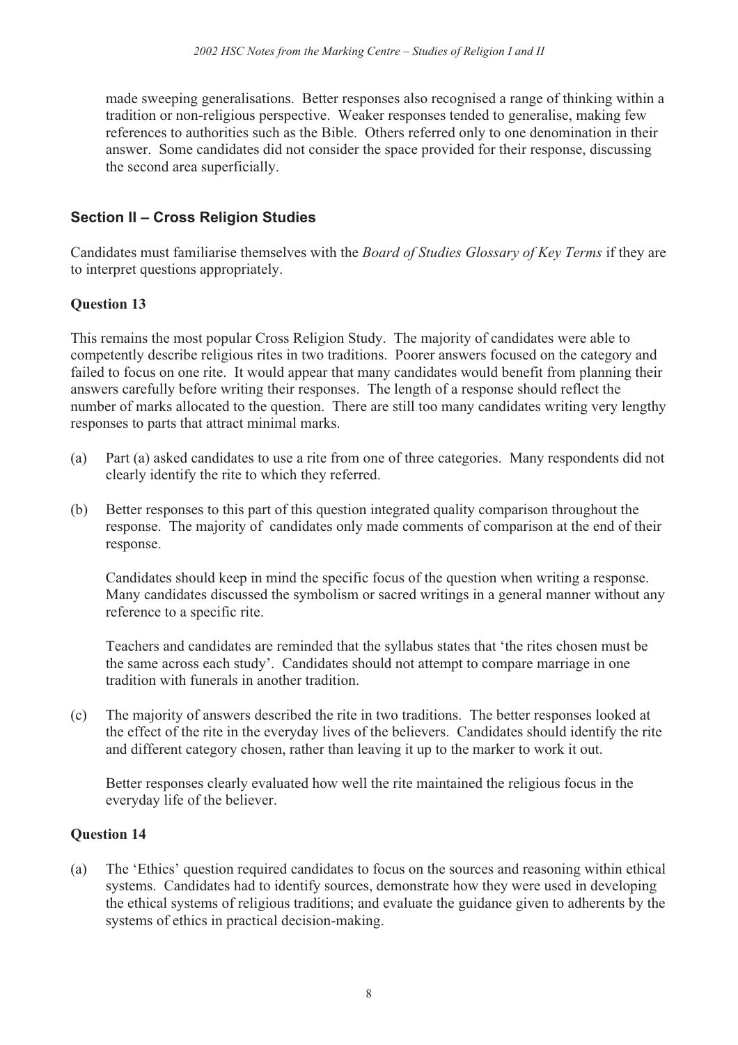made sweeping generalisations. Better responses also recognised a range of thinking within a tradition or non-religious perspective. Weaker responses tended to generalise, making few references to authorities such as the Bible. Others referred only to one denomination in their answer. Some candidates did not consider the space provided for their response, discussing the second area superficially.

## Section II – Cross Religion Studies

Candidates must familiarise themselves with the *Board of Studies Glossary of Key Terms* if they are to interpret questions appropriately.

### Question 13

This remains the most popular Cross Religion Study. The majority of candidates were able to competently describe religious rites in two traditions. Poorer answers focused on the category and failed to focus on one rite. It would appear that many candidates would benefit from planning their answers carefully before writing their responses. The length of a response should reflect the number of marks allocated to the question. There are still too many candidates writing very lengthy responses to parts that attract minimal marks.

(a) Part (a) asked candidates to use a rite from one of three categories. Many respondents did not clearly identify the rite to which they referred.

(b) Better responses to this part of this question integrated quality comparison throughout the response. The majority of candidates only made comments of comparison at the end of their response.

Candidates should keep in mind the specific focus of the question when writing a response. Many candidates discussed the symbolism or sacred writings in a general manner without any reference to a specific rite.

Teachers and candidates are reminded that the syllabus states that 'the rites chosen must be the same across each study'. Candidates should not attempt to compare marriage in one tradition with funerals in another tradition.

(c) The majority of answers described the rite in two traditions. The better responses looked at the effect of the rite in the everyday lives of the believers. Candidates should identify the rite and different category chosen, rather than leaving it up to the marker to work it out.

Better responses clearly evaluated how well the rite maintained the religious focus in the everyday life of the believer.

### Question 14

(a) The 'Ethics' question required candidates to focus on the sources and reasoning within ethical systems. Candidates had to identify sources, demonstrate how they were used in developing the ethical systems of religious traditions; and evaluate the guidance given to adherents by the systems of ethics in practical decision-making.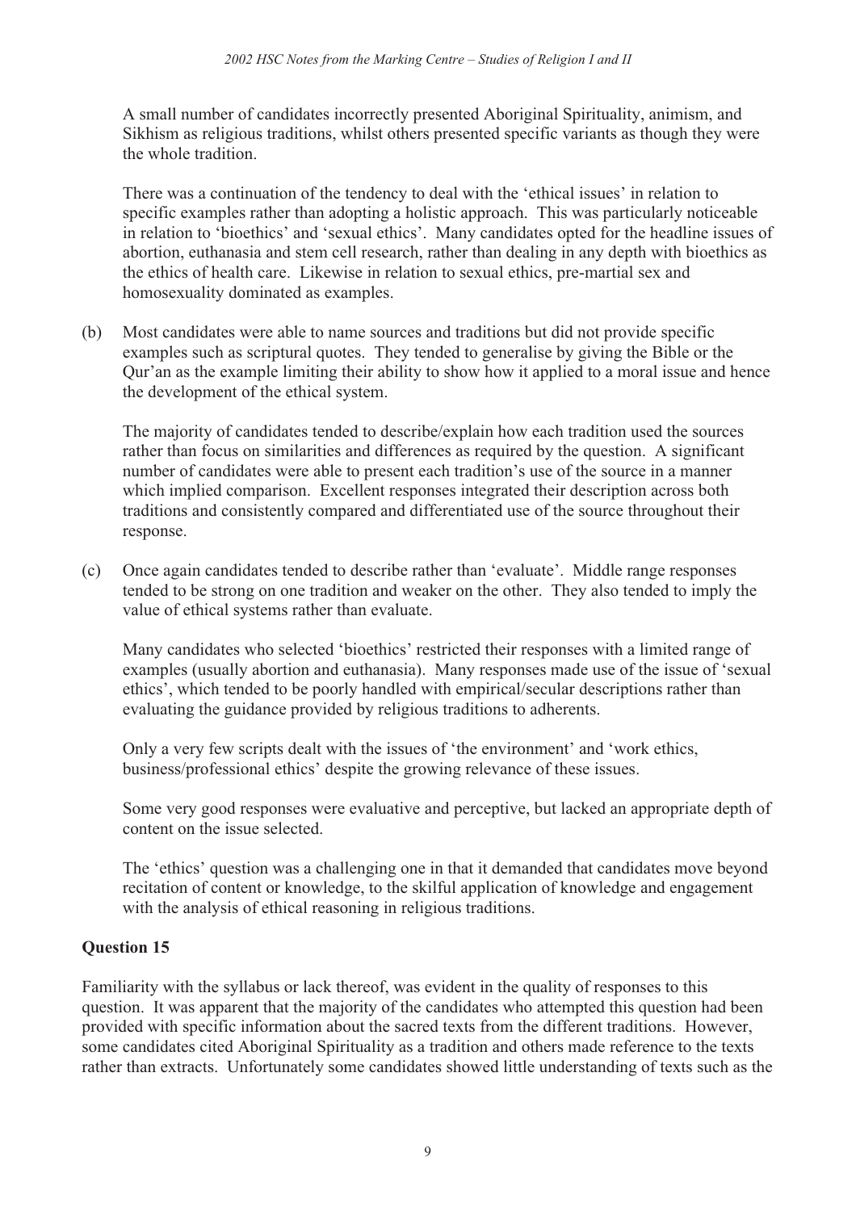A small number of candidates incorrectly presented Aboriginal Spirituality, animism, and Sikhism as religious traditions, whilst others presented specific variants as though they were the whole tradition.

There was a continuation of the tendency to deal with the 'ethical issues' in relation to specific examples rather than adopting a holistic approach. This was particularly noticeable in relation to 'bioethics' and 'sexual ethics'. Many candidates opted for the headline issues of abortion, euthanasia and stem cell research, rather than dealing in any depth with bioethics as the ethics of health care. Likewise in relation to sexual ethics, pre-martial sex and homosexuality dominated as examples.

(b) Most candidates were able to name sources and traditions but did not provide specific examples such as scriptural quotes. They tended to generalise by giving the Bible or the Qur'an as the example limiting their ability to show how it applied to a moral issue and hence the development of the ethical system.

The majority of candidates tended to describe/explain how each tradition used the sources rather than focus on similarities and differences as required by the question. A significant number of candidates were able to present each tradition's use of the source in a manner which implied comparison. Excellent responses integrated their description across both traditions and consistently compared and differentiated use of the source throughout their response.

(c) Once again candidates tended to describe rather than 'evaluate'. Middle range responses tended to be strong on one tradition and weaker on the other. They also tended to imply the value of ethical systems rather than evaluate.

Many candidates who selected 'bioethics' restricted their responses with a limited range of examples (usually abortion and euthanasia). Many responses made use of the issue of 'sexual ethics', which tended to be poorly handled with empirical/secular descriptions rather than evaluating the guidance provided by religious traditions to adherents.

Only a very few scripts dealt with the issues of 'the environment' and 'work ethics, business/professional ethics' despite the growing relevance of these issues.

Some very good responses were evaluative and perceptive, but lacked an appropriate depth of content on the issue selected.

The 'ethics' question was a challenging one in that it demanded that candidates move beyond recitation of content or knowledge, to the skilful application of knowledge and engagement with the analysis of ethical reasoning in religious traditions.

**Question 15**

Familiarity with the syllabus or lack thereof, was evident in the quality of responses to this question. It was apparent that the majority of the candidates who attempted this question had been provided with specific information about the sacred texts from the different traditions. However, some candidates cited Aboriginal Spirituality as a tradition and others made reference to the texts rather than extracts. Unfortunately some candidates showed little understanding of texts such as the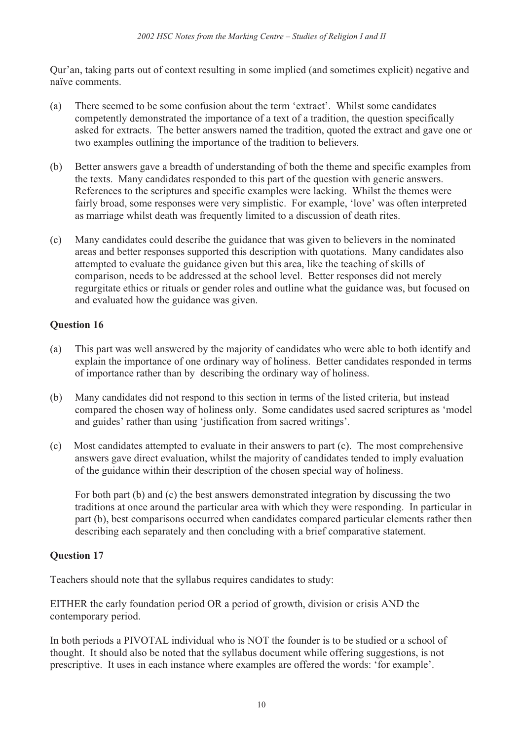Qur'an, taking parts out of context resulting in some implied (and sometimes explicit) negative and naïve comments.

(a) There seemed to be some confusion about the term 'extract'. Whilst some candidates competently demonstrated the importance of a text of a tradition, the question specifically asked for extracts. The better answers named the tradition, quoted the extract and gave one or two examples outlining the importance of the tradition to believers.

(b) Better answers gave a breadth of understanding of both the theme and specific examples from the texts. Many candidates responded to this part of the question with generic answers. References to the scriptures and specific examples were lacking. Whilst the themes were fairly broad, some responses were very simplistic. For example, 'love' was often interpreted as marriage whilst death was frequently limited to a discussion of death rites.

(c) Many candidates could describe the guidance that was given to believers in the nominated areas and better responses supported this description with quotations. Many candidates also attempted to evaluate the guidance given but this area, like the teaching of skills of comparison, needs to be addressed at the school level. Better responses did not merely regurgitate ethics or rituals or gender roles and outline what the guidance was, but focused on and evaluated how the guidance was given.

## Question 16

(a) This part was well answered by the majority of candidates who were able to both identify and explain the importance of one ordinary way of holiness. Better candidates responded in terms of importance rather than by describing the ordinary way of holiness.

(b) Many candidates did not respond to this section in terms of the listed criteria, but instead compared the chosen way of holiness only. Some candidates used sacred scriptures as 'model and guides' rather than using 'justification from sacred writings'.

(c) Most candidates attempted to evaluate in their answers to part (c). The most comprehensive answers gave direct evaluation, whilst the majority of candidates tended to imply evaluation of the guidance within their description of the chosen special way of holiness.

For both part (b) and (c) the best answers demonstrated integration by discussing the two traditions at once around the particular area with which they were responding. In particular in part (b), best comparisons occurred when candidates compared particular elements rather then describing each separately and then concluding with a brief comparative statement.

## Question 17

Teachers should note that the syllabus requires candidates to study:

EITHER the early foundation period OR a period of growth, division or crisis AND the contemporary period.

In both periods a PIVOTAL individual who is NOT the founder is to be studied or a school of thought. It should also be noted that the syllabus document while offering suggestions, is not prescriptive. It uses in each instance where examples are offered the words: 'for example'.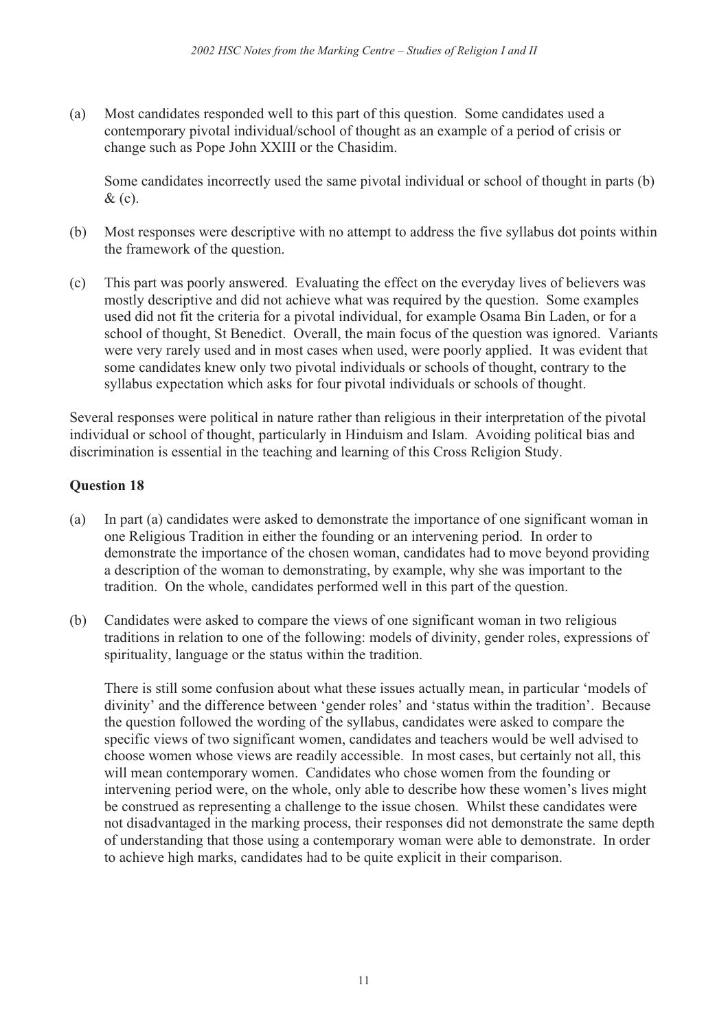(a) Most candidates responded well to this part of this question. Some candidates used a contemporary pivotal individual/school of thought as an example of a period of crisis or change such as Pope John XXIII or the Chasidim.

   Some candidates incorrectly used the same pivotal individual or school of thought in parts (b) & (c).

(b) Most responses were descriptive with no attempt to address the five syllabus dot points within the framework of the question.

(c) This part was poorly answered. Evaluating the effect on the everyday lives of believers was mostly descriptive and did not achieve what was required by the question. Some examples used did not fit the criteria for a pivotal individual, for example Osama Bin Laden, or for a school of thought, St Benedict. Overall, the main focus of the question was ignored. Variants were very rarely used and in most cases when used, were poorly applied. It was evident that some candidates knew only two pivotal individuals or schools of thought, contrary to the syllabus expectation which asks for four pivotal individuals or schools of thought.

Several responses were political in nature rather than religious in their interpretation of the pivotal individual or school of thought, particularly in Hinduism and Islam. Avoiding political bias and discrimination is essential in the teaching and learning of this Cross Religion Study.

### Question 18

(a) In part (a) candidates were asked to demonstrate the importance of one significant woman in one Religious Tradition in either the founding or an intervening period. In order to demonstrate the importance of the chosen woman, candidates had to move beyond providing a description of the woman to demonstrating, by example, why she was important to the tradition. On the whole, candidates performed well in this part of the question.

(b) Candidates were asked to compare the views of one significant woman in two religious traditions in relation to one of the following: models of divinity, gender roles, expressions of spirituality, language or the status within the tradition.

   There is still some confusion about what these issues actually mean, in particular 'models of divinity' and the difference between 'gender roles' and 'status within the tradition'. Because the question followed the wording of the syllabus, candidates were asked to compare the specific views of two significant women, candidates and teachers would be well advised to choose women whose views are readily accessible. In most cases, but certainly not all, this will mean contemporary women. Candidates who chose women from the founding or intervening period were, on the whole, only able to describe how these women's lives might be construed as representing a challenge to the issue chosen. Whilst these candidates were not disadvantaged in the marking process, their responses did not demonstrate the same depth of understanding that those using a contemporary woman were able to demonstrate. In order to achieve high marks, candidates had to be quite explicit in their comparison.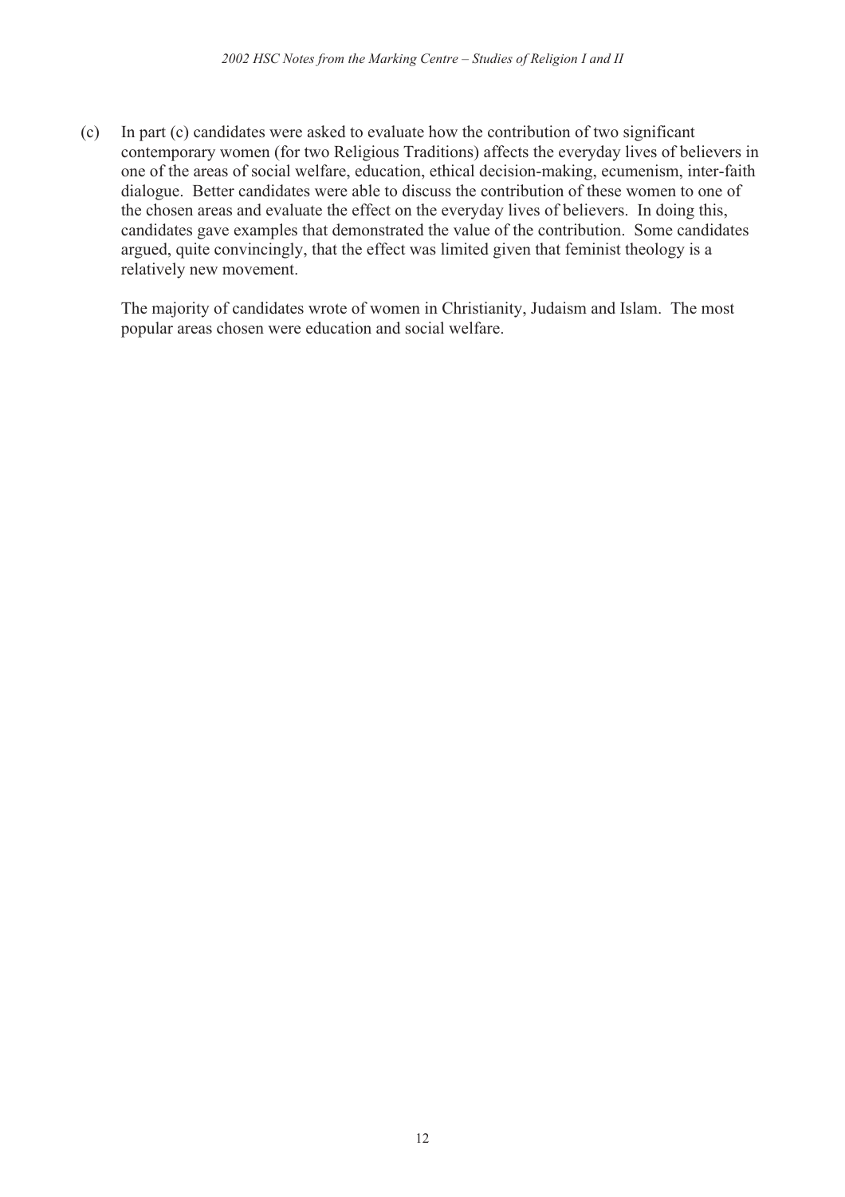(c) In part (c) candidates were asked to evaluate how the contribution of two significant contemporary women (for two Religious Traditions) affects the everyday lives of believers in one of the areas of social welfare, education, ethical decision-making, ecumenism, inter-faith dialogue. Better candidates were able to discuss the contribution of these women to one of the chosen areas and evaluate the effect on the everyday lives of believers. In doing this, candidates gave examples that demonstrated the value of the contribution. Some candidates argued, quite convincingly, that the effect was limited given that feminist theology is a relatively new movement.

The majority of candidates wrote of women in Christianity, Judaism and Islam. The most popular areas chosen were education and social welfare.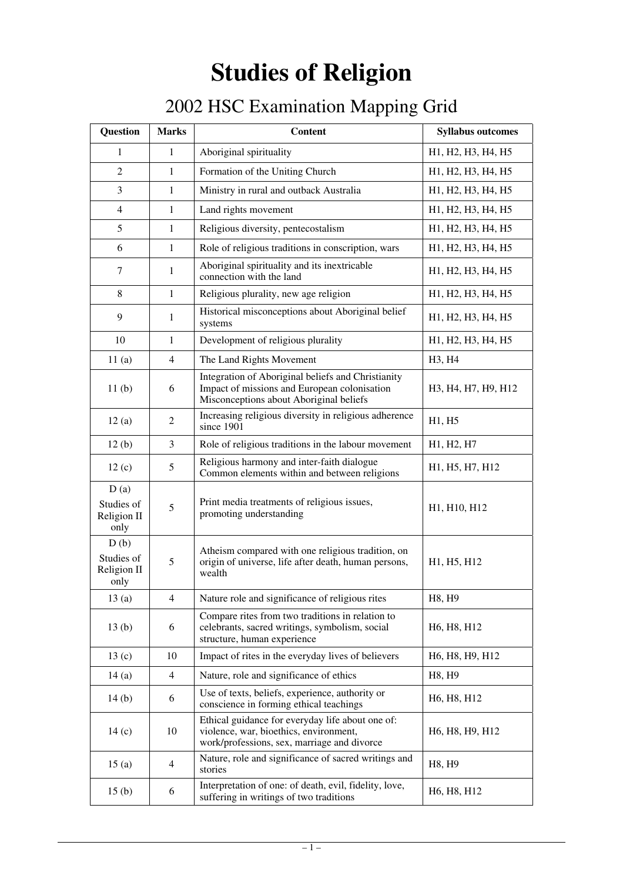# Studies of Religion

## 2002 HSC Examination Mapping Grid

| Question | Marks | Content | Syllabus outcomes |
|---|---|---|---|
| 1 | 1 | Aboriginal spirituality | H1, H2, H3, H4, H5 |
| 2 | 1 | Formation of the Uniting Church | H1, H2, H3, H4, H5 |
| 3 | 1 | Ministry in rural and outback Australia | H1, H2, H3, H4, H5 |
| 4 | 1 | Land rights movement | H1, H2, H3, H4, H5 |
| 5 | 1 | Religious diversity, pentecostalism | H1, H2, H3, H4, H5 |
| 6 | 1 | Role of religious traditions in conscription, wars | H1, H2, H3, H4, H5 |
| 7 | 1 | Aboriginal spirituality and its inextricable connection with the land | H1, H2, H3, H4, H5 |
| 8 | 1 | Religious plurality, new age religion | H1, H2, H3, H4, H5 |
| 9 | 1 | Historical misconceptions about Aboriginal belief systems | H1, H2, H3, H4, H5 |
| 10 | 1 | Development of religious plurality | H1, H2, H3, H4, H5 |
| 11 (a) | 4 | The Land Rights Movement | H3, H4 |
| 11 (b) | 6 | Integration of Aboriginal beliefs and Christianity<br>Impact of missions and European colonisation<br>Misconceptions about Aboriginal beliefs | H3, H4, H7, H9, H12 |
| 12 (a) | 2 | Increasing religious diversity in religious adherence since 1901 | H1, H5 |
| 12 (b) | 3 | Role of religious traditions in the labour movement | H1, H2, H7 |
| 12 (c) | 5 | Religious harmony and inter-faith dialogue<br>Common elements within and between religions | H1, H5, H7, H12 |
| D (a)<br>Studies of Religion II only | 5 | Print media treatments of religious issues, promoting understanding | H1, H10, H12 |
| D (b)<br>Studies of Religion II only | 5 | Atheism compared with one religious tradition, on origin of universe, life after death, human persons, wealth | H1, H5, H12 |
| 13 (a) | 4 | Nature role and significance of religious rites | H8, H9 |
| 13 (b) | 6 | Compare rites from two traditions in relation to celebrants, sacred writings, symbolism, social structure, human experience | H6, H8, H12 |
| 13 (c) | 10 | Impact of rites in the everyday lives of believers | H6, H8, H9, H12 |
| 14 (a) | 4 | Nature, role and significance of ethics | H8, H9 |
| 14 (b) | 6 | Use of texts, beliefs, experience, authority or conscience in forming ethical teachings | H6, H8, H12 |
| 14 (c) | 10 | Ethical guidance for everyday life about one of: violence, war, bioethics, environment, work/professions, sex, marriage and divorce | H6, H8, H9, H12 |
| 15 (a) | 4 | Nature, role and significance of sacred writings and stories | H8, H9 |
| 15 (b) | 6 | Interpretation of one: of death, evil, fidelity, love, suffering in writings of two traditions | H6, H8, H12 |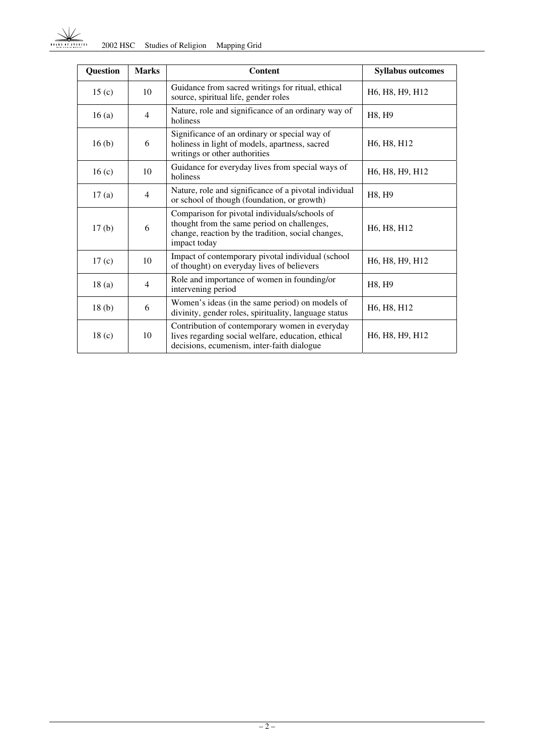| Question | Marks | Content | Syllabus outcomes |
|---|---|---|---|
| 15 (c) | 10 | Guidance from sacred writings for ritual, ethical source, spiritual life, gender roles | H6, H8, H9, H12 |
| 16 (a) | 4 | Nature, role and significance of an ordinary way of holiness | H8, H9 |
| 16 (b) | 6 | Significance of an ordinary or special way of holiness in light of models, apartness, sacred writings or other authorities | H6, H8, H12 |
| 16 (c) | 10 | Guidance for everyday lives from special ways of holiness | H6, H8, H9, H12 |
| 17 (a) | 4 | Nature, role and significance of a pivotal individual or school of though (foundation, or growth) | H8, H9 |
| 17 (b) | 6 | Comparison for pivotal individuals/schools of thought from the same period on challenges, change, reaction by the tradition, social changes, impact today | H6, H8, H12 |
| 17 (c) | 10 | Impact of contemporary pivotal individual (school of thought) on everyday lives of believers | H6, H8, H9, H12 |
| 18 (a) | 4 | Role and importance of women in founding/or intervening period | H8, H9 |
| 18 (b) | 6 | Women's ideas (in the same period) on models of divinity, gender roles, spirituality, language status | H6, H8, H12 |
| 18 (c) | 10 | Contribution of contemporary women in everyday lives regarding social welfare, education, ethical decisions, ecumenism, inter-faith dialogue | H6, H8, H9, H12 |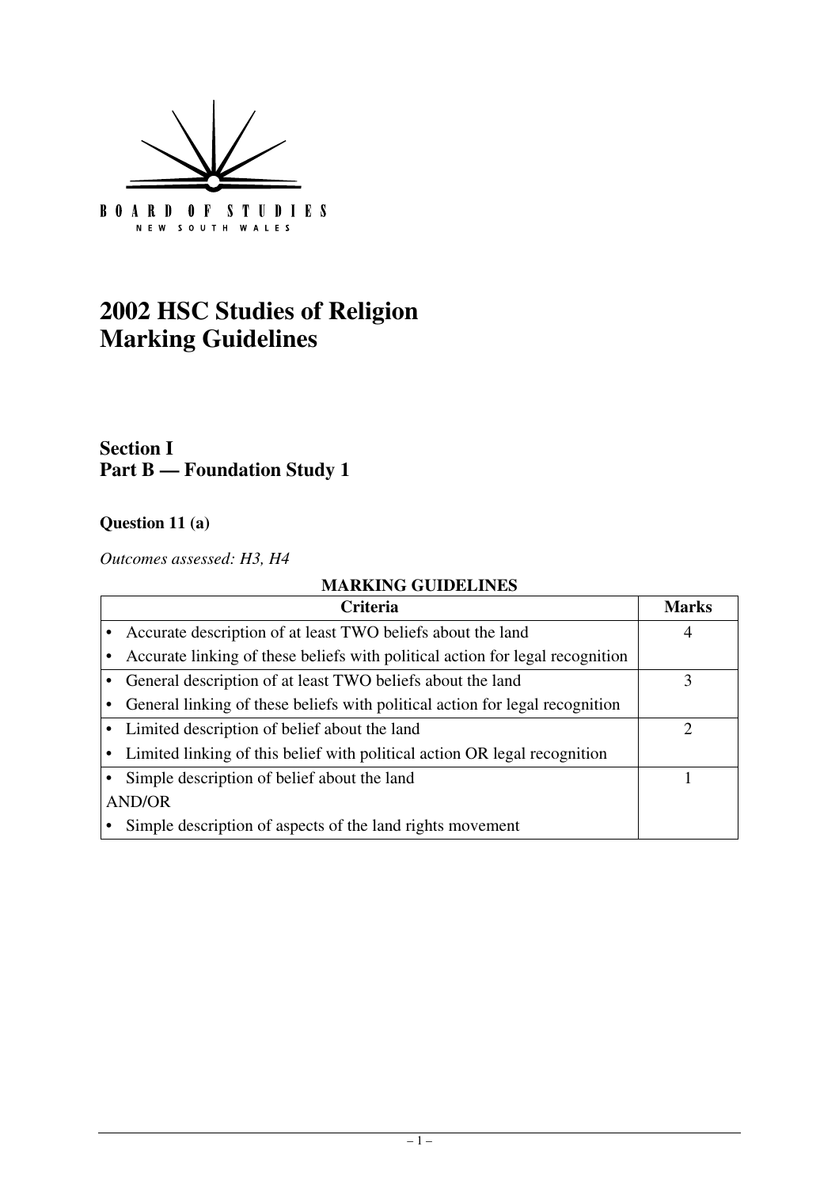BOARD OF STUDIES
NEW SOUTH WALES

# 2002 HSC Studies of Religion Marking Guidelines

## Section I
## Part B — Foundation Study 1

### Question 11 (a)

*Outcomes assessed: H3, H4*

**MARKING GUIDELINES**

| Criteria | Marks |
|---|---|
| • Accurate description of at least TWO beliefs about the land<br>• Accurate linking of these beliefs with political action for legal recognition | 4 |
| • General description of at least TWO beliefs about the land<br>• General linking of these beliefs with political action for legal recognition | 3 |
| • Limited description of belief about the land<br>• Limited linking of this belief with political action OR legal recognition | 2 |
| • Simple description of belief about the land<br>AND/OR<br>• Simple description of aspects of the land rights movement | 1 |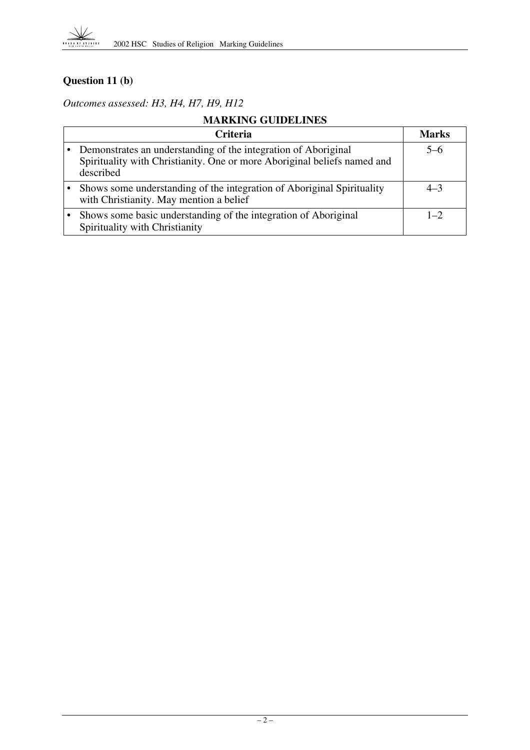### Question 11 (b)

*Outcomes assessed: H3, H4, H7, H9, H12*

**MARKING GUIDELINES**

| Criteria | Marks |
|---|---|
| • Demonstrates an understanding of the integration of Aboriginal Spirituality with Christianity. One or more Aboriginal beliefs named and described | 5–6 |
| • Shows some understanding of the integration of Aboriginal Spirituality with Christianity. May mention a belief | 4–3 |
| • Shows some basic understanding of the integration of Aboriginal Spirituality with Christianity | 1–2 |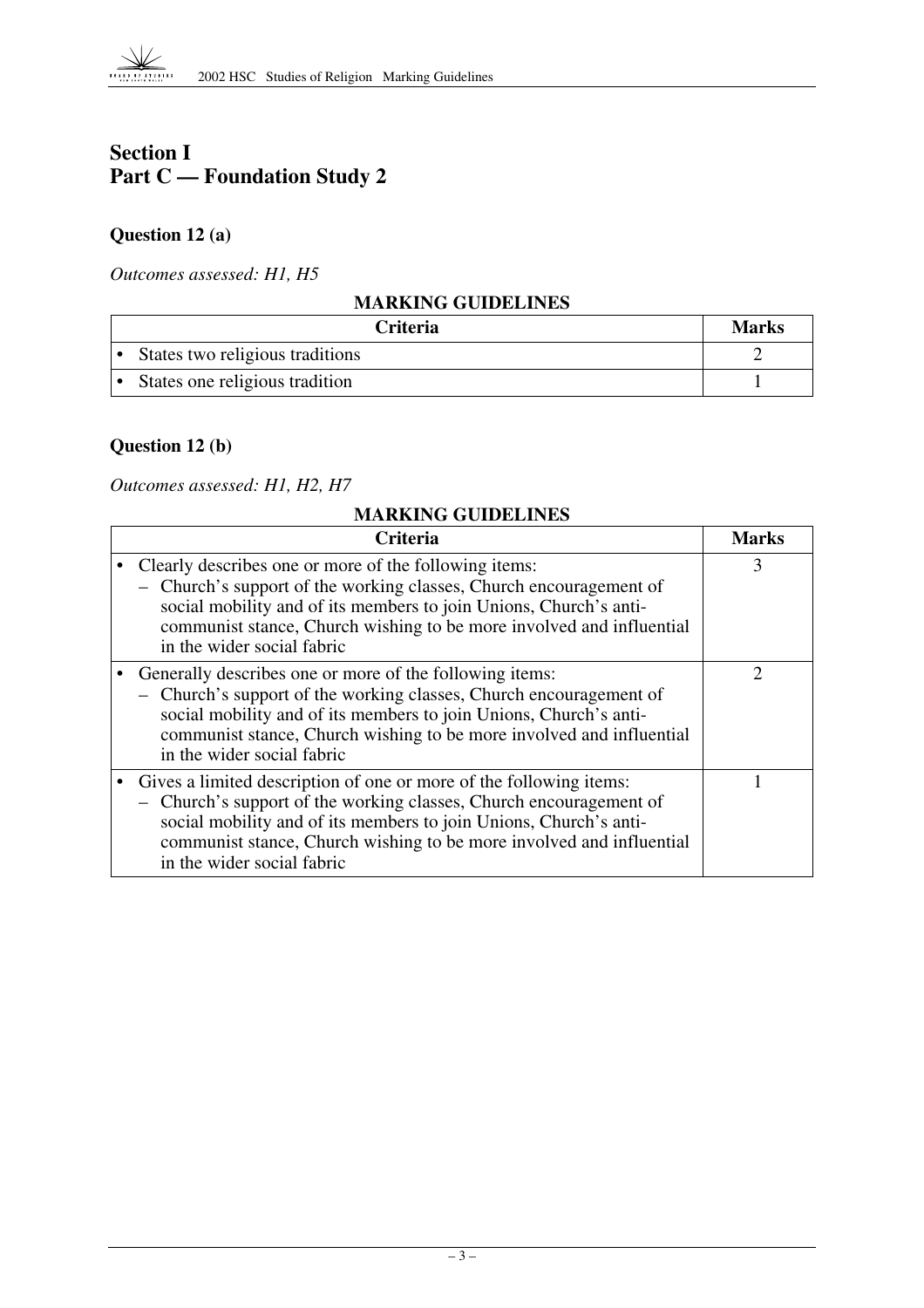## Section I
## Part C — Foundation Study 2

### Question 12 (a)

*Outcomes assessed: H1, H5*

**MARKING GUIDELINES**

| Criteria | Marks |
|---|---|
| • States two religious traditions | 2 |
| • States one religious tradition | 1 |

### Question 12 (b)

*Outcomes assessed: H1, H2, H7*

**MARKING GUIDELINES**

| Criteria | Marks |
|---|---|
| • Clearly describes one or more of the following items:<br>– Church's support of the working classes, Church encouragement of social mobility and of its members to join Unions, Church's anti-communist stance, Church wishing to be more involved and influential in the wider social fabric | 3 |
| • Generally describes one or more of the following items:<br>– Church's support of the working classes, Church encouragement of social mobility and of its members to join Unions, Church's anti-communist stance, Church wishing to be more involved and influential in the wider social fabric | 2 |
| • Gives a limited description of one or more of the following items:<br>– Church's support of the working classes, Church encouragement of social mobility and of its members to join Unions, Church's anti-communist stance, Church wishing to be more involved and influential in the wider social fabric | 1 |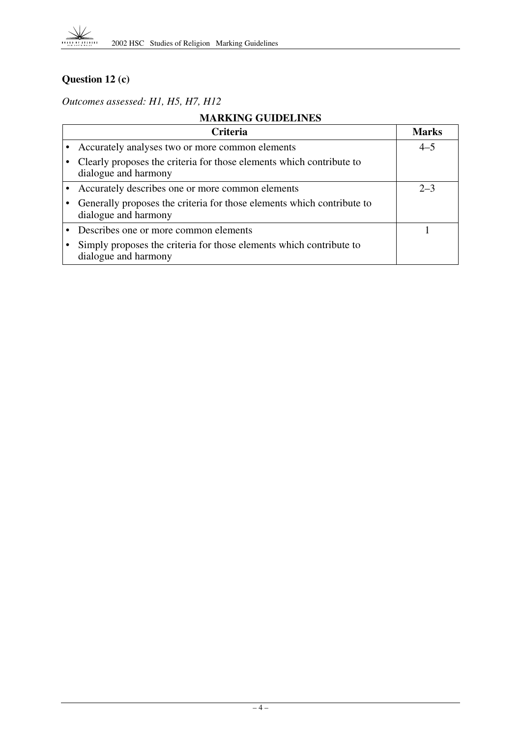## Question 12 (c)

*Outcomes assessed: H1, H5, H7, H12*

**MARKING GUIDELINES**

| Criteria | Marks |
|---|---|
| • Accurately analyses two or more common elements<br>• Clearly proposes the criteria for those elements which contribute to dialogue and harmony | 4–5 |
| • Accurately describes one or more common elements<br>• Generally proposes the criteria for those elements which contribute to dialogue and harmony | 2–3 |
| • Describes one or more common elements<br>• Simply proposes the criteria for those elements which contribute to dialogue and harmony | 1 |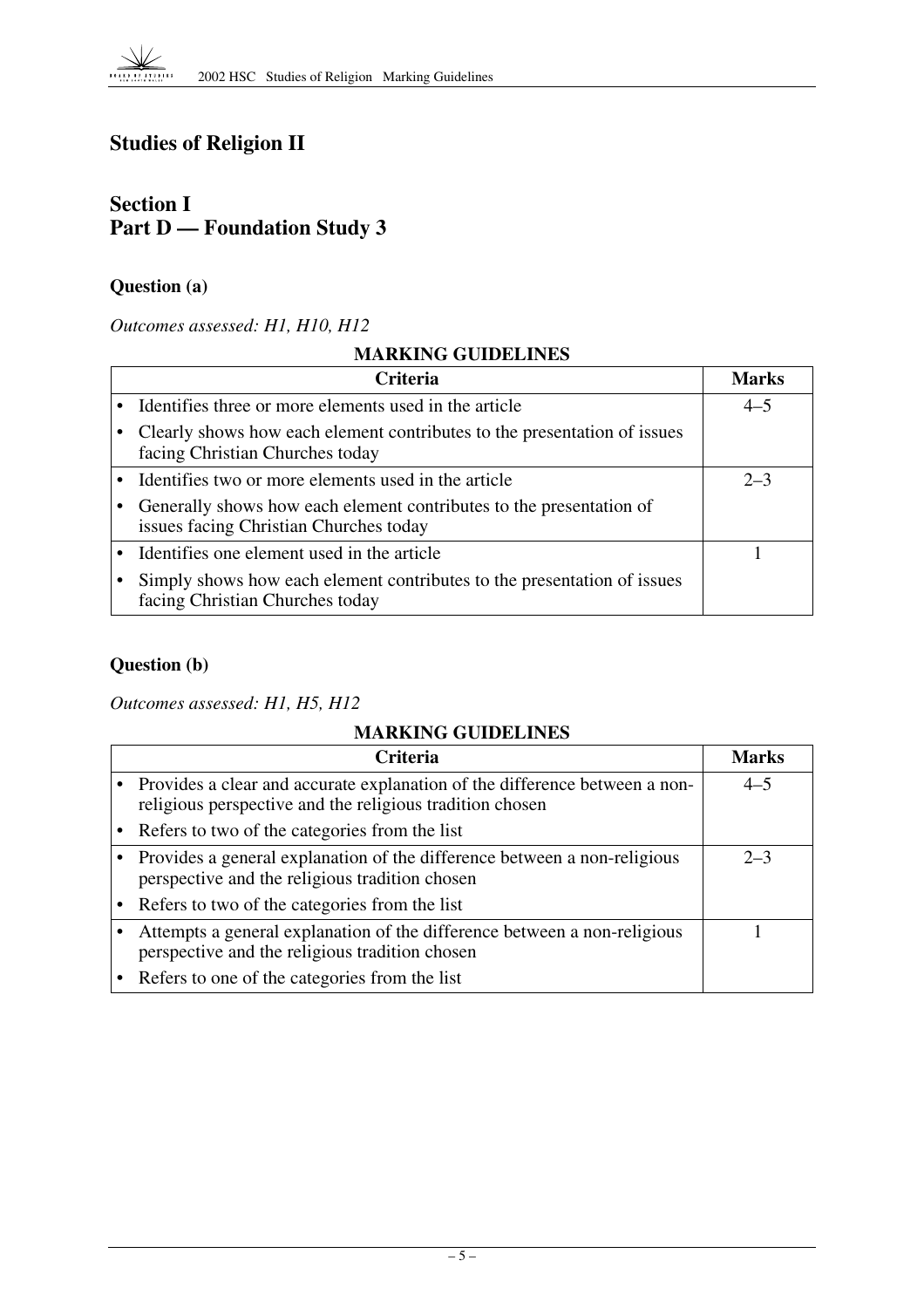## Studies of Religion II

### Section I
### Part D — Foundation Study 3

#### Question (a)

*Outcomes assessed: H1, H10, H12*

**MARKING GUIDELINES**

| Criteria | Marks |
|---|---|
| • Identifies three or more elements used in the article<br>• Clearly shows how each element contributes to the presentation of issues facing Christian Churches today | 4–5 |
| • Identifies two or more elements used in the article<br>• Generally shows how each element contributes to the presentation of issues facing Christian Churches today | 2–3 |
| • Identifies one element used in the article<br>• Simply shows how each element contributes to the presentation of issues facing Christian Churches today | 1 |

#### Question (b)

*Outcomes assessed: H1, H5, H12*

**MARKING GUIDELINES**

| Criteria | Marks |
|---|---|
| • Provides a clear and accurate explanation of the difference between a non-religious perspective and the religious tradition chosen<br>• Refers to two of the categories from the list | 4–5 |
| • Provides a general explanation of the difference between a non-religious perspective and the religious tradition chosen<br>• Refers to two of the categories from the list | 2–3 |
| • Attempts a general explanation of the difference between a non-religious perspective and the religious tradition chosen<br>• Refers to one of the categories from the list | 1 |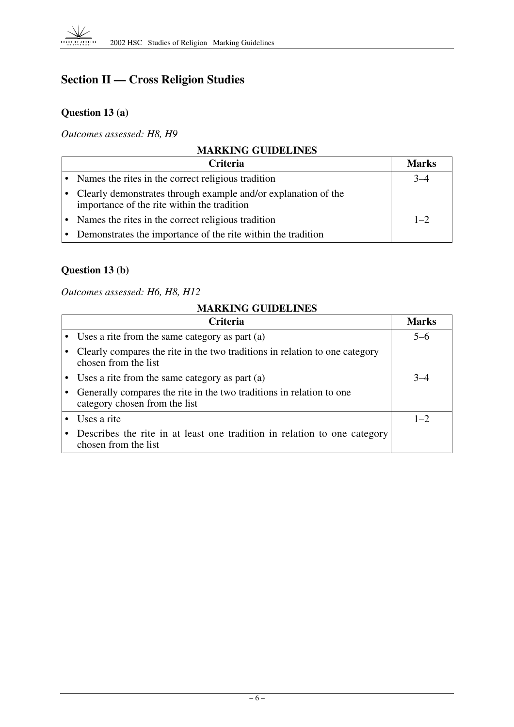## Section II — Cross Religion Studies

### Question 13 (a)

*Outcomes assessed: H8, H9*

**MARKING GUIDELINES**

| Criteria | Marks |
|---|---|
| • Names the rites in the correct religious tradition<br>• Clearly demonstrates through example and/or explanation of the importance of the rite within the tradition | 3–4 |
| • Names the rites in the correct religious tradition<br>• Demonstrates the importance of the rite within the tradition | 1–2 |

### Question 13 (b)

*Outcomes assessed: H6, H8, H12*

**MARKING GUIDELINES**

| Criteria | Marks |
|---|---|
| • Uses a rite from the same category as part (a)<br>• Clearly compares the rite in the two traditions in relation to one category chosen from the list | 5–6 |
| • Uses a rite from the same category as part (a)<br>• Generally compares the rite in the two traditions in relation to one category chosen from the list | 3–4 |
| • Uses a rite<br>• Describes the rite in at least one tradition in relation to one category chosen from the list | 1–2 |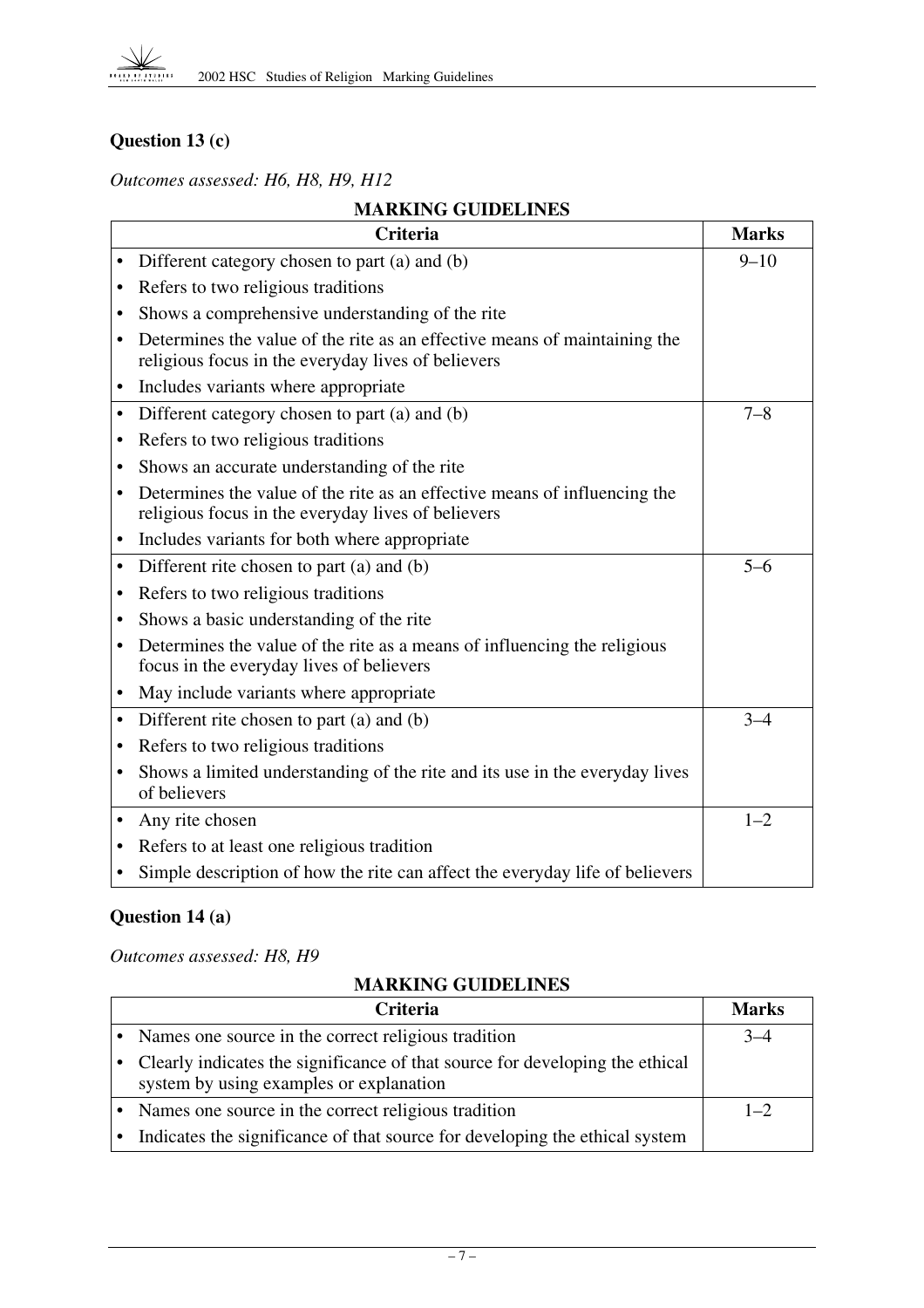## Question 13 (c)

*Outcomes assessed: H6, H8, H9, H12*

**MARKING GUIDELINES**

| Criteria | Marks |
|---|---|
| • Different category chosen to part (a) and (b)<br>• Refers to two religious traditions<br>• Shows a comprehensive understanding of the rite<br>• Determines the value of the rite as an effective means of maintaining the religious focus in the everyday lives of believers<br>• Includes variants where appropriate | 9–10 |
| • Different category chosen to part (a) and (b)<br>• Refers to two religious traditions<br>• Shows an accurate understanding of the rite<br>• Determines the value of the rite as an effective means of influencing the religious focus in the everyday lives of believers<br>• Includes variants for both where appropriate | 7–8 |
| • Different rite chosen to part (a) and (b)<br>• Refers to two religious traditions<br>• Shows a basic understanding of the rite<br>• Determines the value of the rite as a means of influencing the religious focus in the everyday lives of believers<br>• May include variants where appropriate | 5–6 |
| • Different rite chosen to part (a) and (b)<br>• Refers to two religious traditions<br>• Shows a limited understanding of the rite and its use in the everyday lives of believers | 3–4 |
| • Any rite chosen<br>• Refers to at least one religious tradition<br>• Simple description of how the rite can affect the everyday life of believers | 1–2 |

## Question 14 (a)

*Outcomes assessed: H8, H9*

**MARKING GUIDELINES**

| Criteria | Marks |
|---|---|
| • Names one source in the correct religious tradition<br>• Clearly indicates the significance of that source for developing the ethical system by using examples or explanation | 3–4 |
| • Names one source in the correct religious tradition<br>• Indicates the significance of that source for developing the ethical system | 1–2 |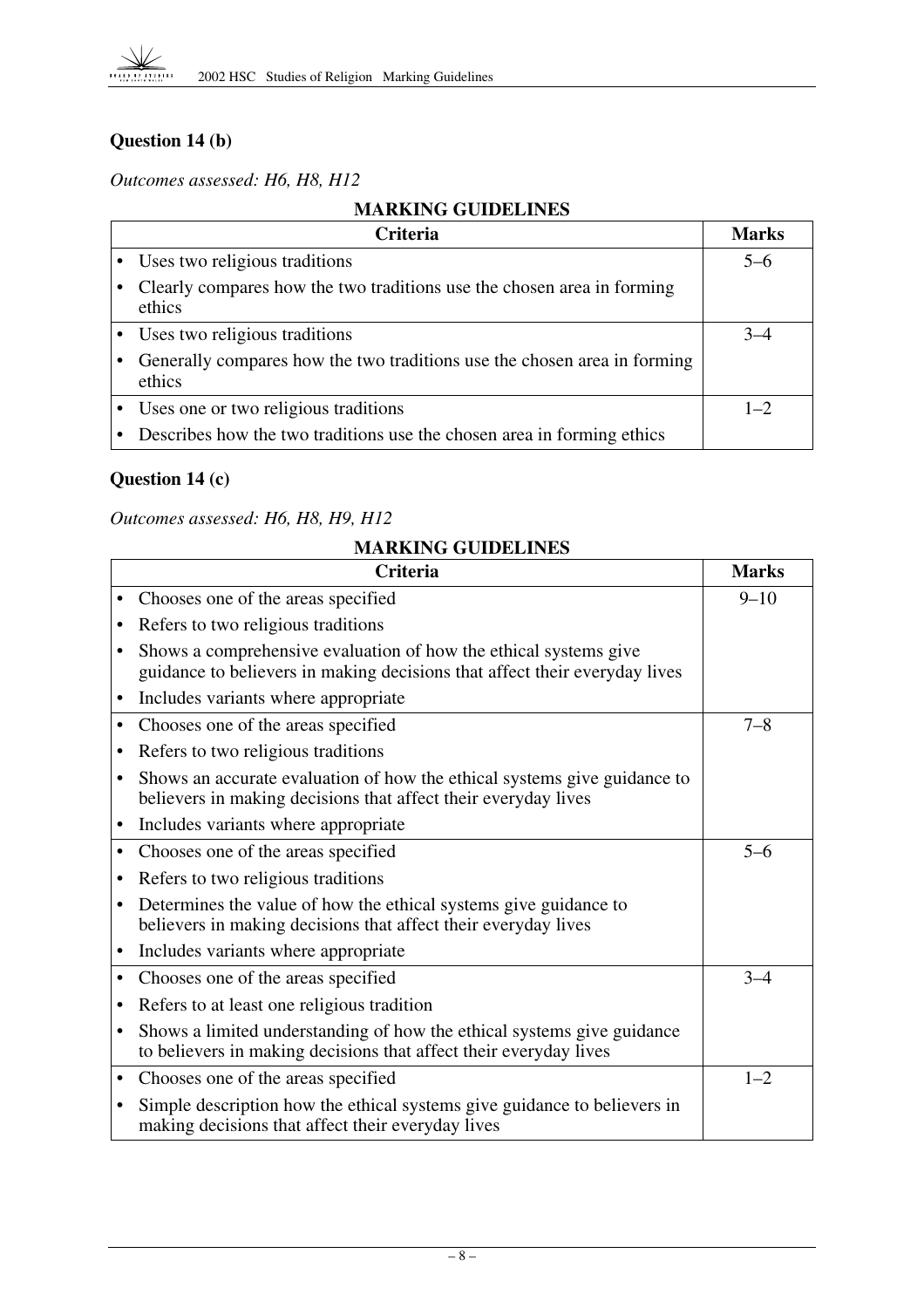## Question 14 (b)

*Outcomes assessed: H6, H8, H12*

**MARKING GUIDELINES**

| Criteria | Marks |
|---|---|
| • Uses two religious traditions<br>• Clearly compares how the two traditions use the chosen area in forming ethics | 5–6 |
| • Uses two religious traditions<br>• Generally compares how the two traditions use the chosen area in forming ethics | 3–4 |
| • Uses one or two religious traditions<br>• Describes how the two traditions use the chosen area in forming ethics | 1–2 |

## Question 14 (c)

*Outcomes assessed: H6, H8, H9, H12*

**MARKING GUIDELINES**

| Criteria | Marks |
|---|---|
| • Chooses one of the areas specified<br>• Refers to two religious traditions<br>• Shows a comprehensive evaluation of how the ethical systems give guidance to believers in making decisions that affect their everyday lives<br>• Includes variants where appropriate | 9–10 |
| • Chooses one of the areas specified<br>• Refers to two religious traditions<br>• Shows an accurate evaluation of how the ethical systems give guidance to believers in making decisions that affect their everyday lives<br>• Includes variants where appropriate | 7–8 |
| • Chooses one of the areas specified<br>• Refers to two religious traditions<br>• Determines the value of how the ethical systems give guidance to believers in making decisions that affect their everyday lives<br>• Includes variants where appropriate | 5–6 |
| • Chooses one of the areas specified<br>• Refers to at least one religious tradition<br>• Shows a limited understanding of how the ethical systems give guidance to believers in making decisions that affect their everyday lives | 3–4 |
| • Chooses one of the areas specified<br>• Simple description how the ethical systems give guidance to believers in making decisions that affect their everyday lives | 1–2 |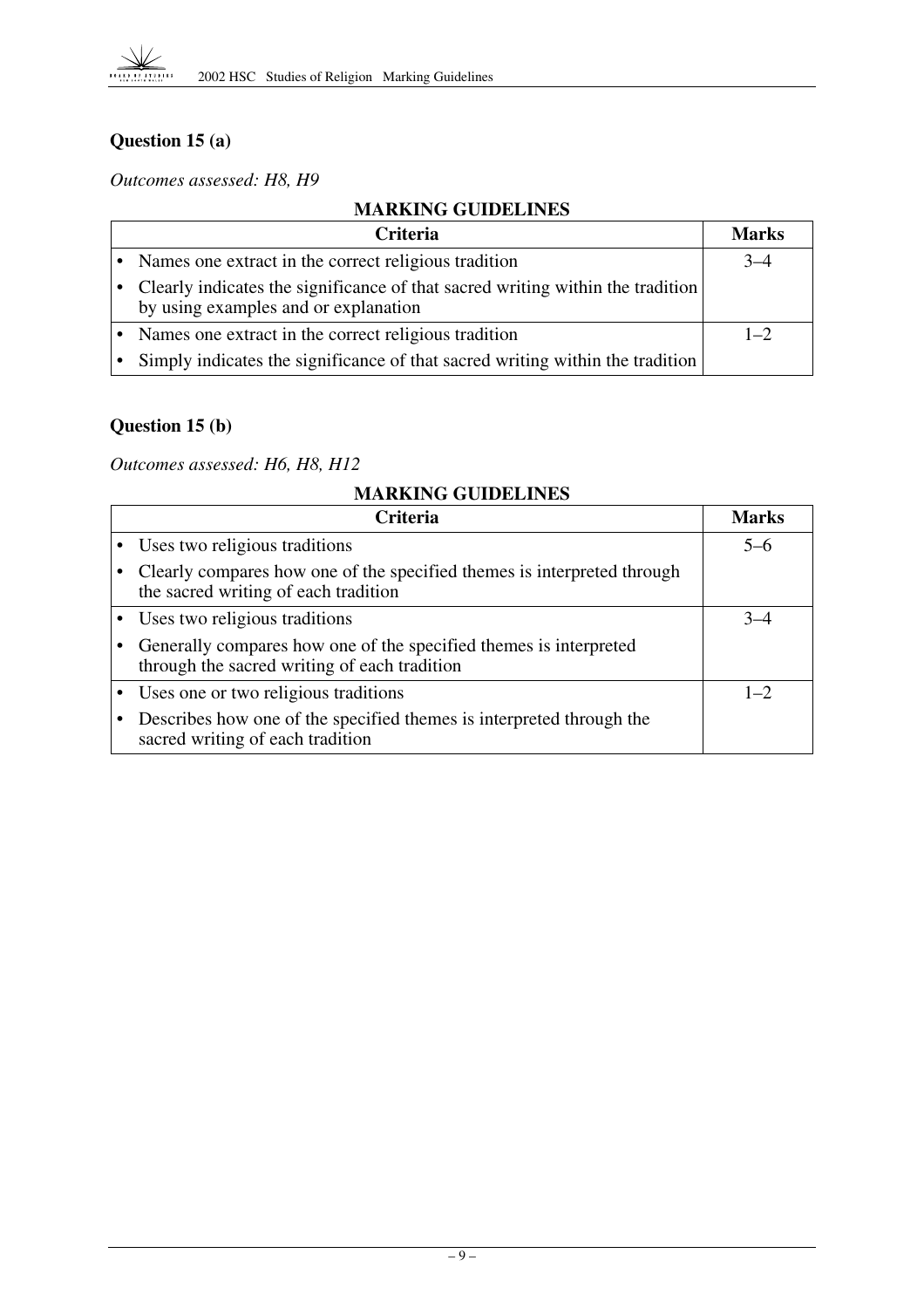### Question 15 (a)

*Outcomes assessed: H8, H9*

**MARKING GUIDELINES**

| Criteria | Marks |
|---|---|
| • Names one extract in the correct religious tradition<br>• Clearly indicates the significance of that sacred writing within the tradition by using examples and or explanation | 3–4 |
| • Names one extract in the correct religious tradition<br>• Simply indicates the significance of that sacred writing within the tradition | 1–2 |

### Question 15 (b)

*Outcomes assessed: H6, H8, H12*

**MARKING GUIDELINES**

| Criteria | Marks |
|---|---|
| • Uses two religious traditions<br>• Clearly compares how one of the specified themes is interpreted through the sacred writing of each tradition | 5–6 |
| • Uses two religious traditions<br>• Generally compares how one of the specified themes is interpreted through the sacred writing of each tradition | 3–4 |
| • Uses one or two religious traditions<br>• Describes how one of the specified themes is interpreted through the sacred writing of each tradition | 1–2 |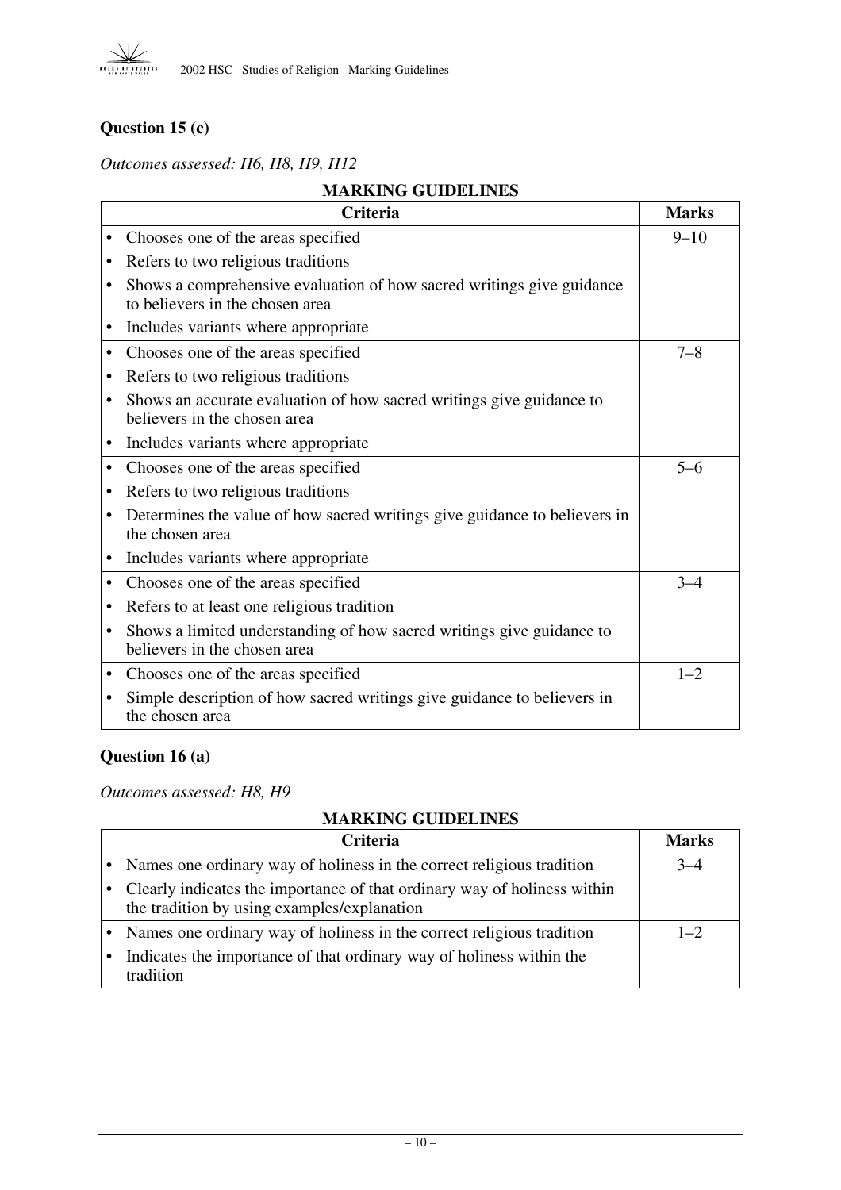## Question 15 (c)

*Outcomes assessed: H6, H8, H9, H12*

**MARKING GUIDELINES**

| Criteria | Marks |
|---|---|
| • Chooses one of the areas specified<br>• Refers to two religious traditions<br>• Shows a comprehensive evaluation of how sacred writings give guidance to believers in the chosen area<br>• Includes variants where appropriate | 9–10 |
| • Chooses one of the areas specified<br>• Refers to two religious traditions<br>• Shows an accurate evaluation of how sacred writings give guidance to believers in the chosen area<br>• Includes variants where appropriate | 7–8 |
| • Chooses one of the areas specified<br>• Refers to two religious traditions<br>• Determines the value of how sacred writings give guidance to believers in the chosen area<br>• Includes variants where appropriate | 5–6 |
| • Chooses one of the areas specified<br>• Refers to at least one religious tradition<br>• Shows a limited understanding of how sacred writings give guidance to believers in the chosen area | 3–4 |
| • Chooses one of the areas specified<br>• Simple description of how sacred writings give guidance to believers in the chosen area | 1–2 |

## Question 16 (a)

*Outcomes assessed: H8, H9*

**MARKING GUIDELINES**

| Criteria | Marks |
|---|---|
| • Names one ordinary way of holiness in the correct religious tradition<br>• Clearly indicates the importance of that ordinary way of holiness within the tradition by using examples/explanation | 3–4 |
| • Names one ordinary way of holiness in the correct religious tradition<br>• Indicates the importance of that ordinary way of holiness within the tradition | 1–2 |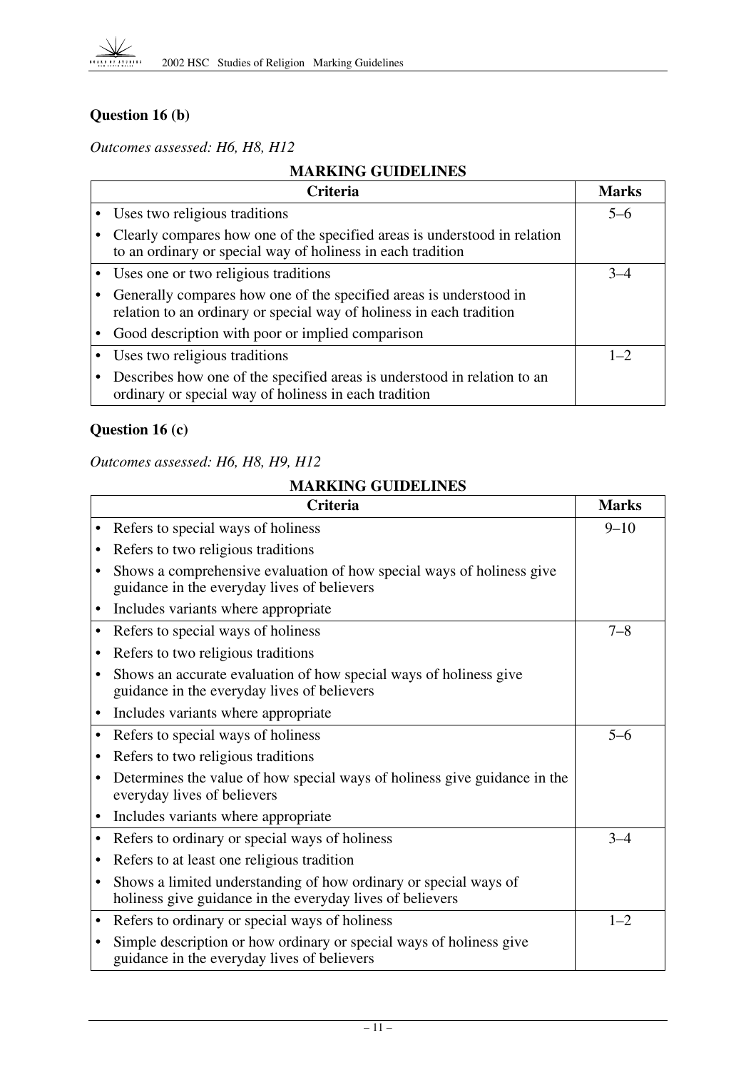### Question 16 (b)

*Outcomes assessed: H6, H8, H12*

**MARKING GUIDELINES**

| Criteria | Marks |
|---|---|
| • Uses two religious traditions<br>• Clearly compares how one of the specified areas is understood in relation to an ordinary or special way of holiness in each tradition | 5–6 |
| • Uses one or two religious traditions<br>• Generally compares how one of the specified areas is understood in relation to an ordinary or special way of holiness in each tradition<br>• Good description with poor or implied comparison | 3–4 |
| • Uses two religious traditions<br>• Describes how one of the specified areas is understood in relation to an ordinary or special way of holiness in each tradition | 1–2 |

### Question 16 (c)

*Outcomes assessed: H6, H8, H9, H12*

**MARKING GUIDELINES**

| Criteria | Marks |
|---|---|
| • Refers to special ways of holiness<br>• Refers to two religious traditions<br>• Shows a comprehensive evaluation of how special ways of holiness give guidance in the everyday lives of believers<br>• Includes variants where appropriate | 9–10 |
| • Refers to special ways of holiness<br>• Refers to two religious traditions<br>• Shows an accurate evaluation of how special ways of holiness give guidance in the everyday lives of believers<br>• Includes variants where appropriate | 7–8 |
| • Refers to special ways of holiness<br>• Refers to two religious traditions<br>• Determines the value of how special ways of holiness give guidance in the everyday lives of believers<br>• Includes variants where appropriate | 5–6 |
| • Refers to ordinary or special ways of holiness<br>• Refers to at least one religious tradition<br>• Shows a limited understanding of how ordinary or special ways of holiness give guidance in the everyday lives of believers | 3–4 |
| • Refers to ordinary or special ways of holiness<br>• Simple description or how ordinary or special ways of holiness give guidance in the everyday lives of believers | 1–2 |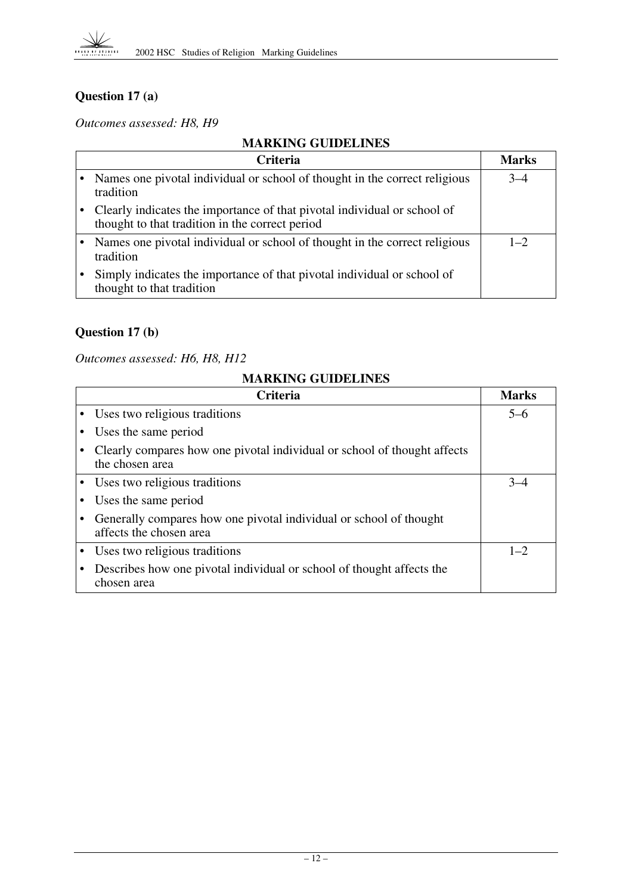## Question 17 (a)

*Outcomes assessed: H8, H9*

**MARKING GUIDELINES**

| Criteria | Marks |
| --- | --- |
| • Names one pivotal individual or school of thought in the correct religious tradition<br>• Clearly indicates the importance of that pivotal individual or school of thought to that tradition in the correct period | 3–4 |
| • Names one pivotal individual or school of thought in the correct religious tradition<br>• Simply indicates the importance of that pivotal individual or school of thought to that tradition | 1–2 |

## Question 17 (b)

*Outcomes assessed: H6, H8, H12*

**MARKING GUIDELINES**

| Criteria | Marks |
| --- | --- |
| • Uses two religious traditions<br>• Uses the same period<br>• Clearly compares how one pivotal individual or school of thought affects the chosen area | 5–6 |
| • Uses two religious traditions<br>• Uses the same period<br>• Generally compares how one pivotal individual or school of thought affects the chosen area | 3–4 |
| • Uses two religious traditions<br>• Describes how one pivotal individual or school of thought affects the chosen area | 1–2 |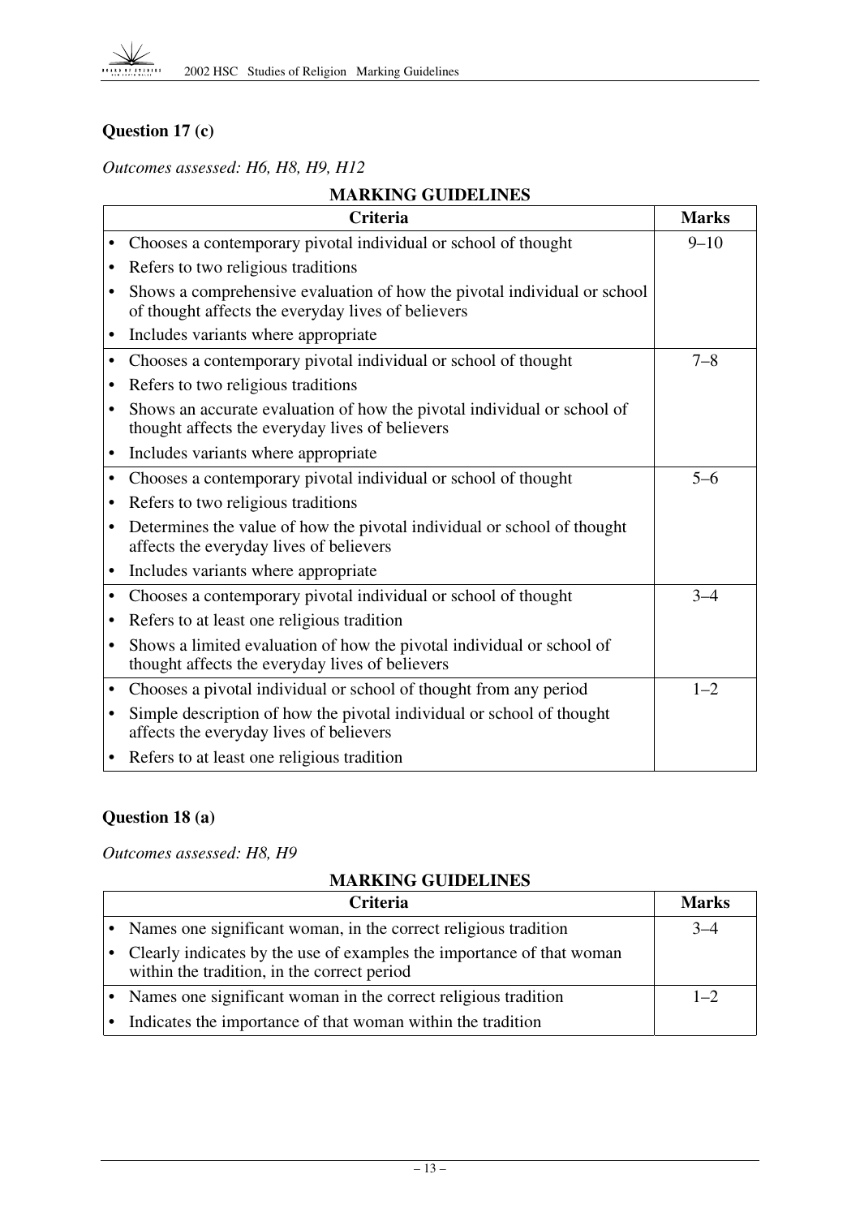### Question 17 (c)

*Outcomes assessed: H6, H8, H9, H12*

**MARKING GUIDELINES**

| Criteria | Marks |
|---|---|
| • Chooses a contemporary pivotal individual or school of thought<br>• Refers to two religious traditions<br>• Shows a comprehensive evaluation of how the pivotal individual or school of thought affects the everyday lives of believers<br>• Includes variants where appropriate | 9–10 |
| • Chooses a contemporary pivotal individual or school of thought<br>• Refers to two religious traditions<br>• Shows an accurate evaluation of how the pivotal individual or school of thought affects the everyday lives of believers<br>• Includes variants where appropriate | 7–8 |
| • Chooses a contemporary pivotal individual or school of thought<br>• Refers to two religious traditions<br>• Determines the value of how the pivotal individual or school of thought affects the everyday lives of believers<br>• Includes variants where appropriate | 5–6 |
| • Chooses a contemporary pivotal individual or school of thought<br>• Refers to at least one religious tradition<br>• Shows a limited evaluation of how the pivotal individual or school of thought affects the everyday lives of believers | 3–4 |
| • Chooses a pivotal individual or school of thought from any period<br>• Simple description of how the pivotal individual or school of thought affects the everyday lives of believers<br>• Refers to at least one religious tradition | 1–2 |

### Question 18 (a)

*Outcomes assessed: H8, H9*

**MARKING GUIDELINES**

| Criteria | Marks |
|---|---|
| • Names one significant woman, in the correct religious tradition<br>• Clearly indicates by the use of examples the importance of that woman within the tradition, in the correct period | 3–4 |
| • Names one significant woman in the correct religious tradition<br>• Indicates the importance of that woman within the tradition | 1–2 |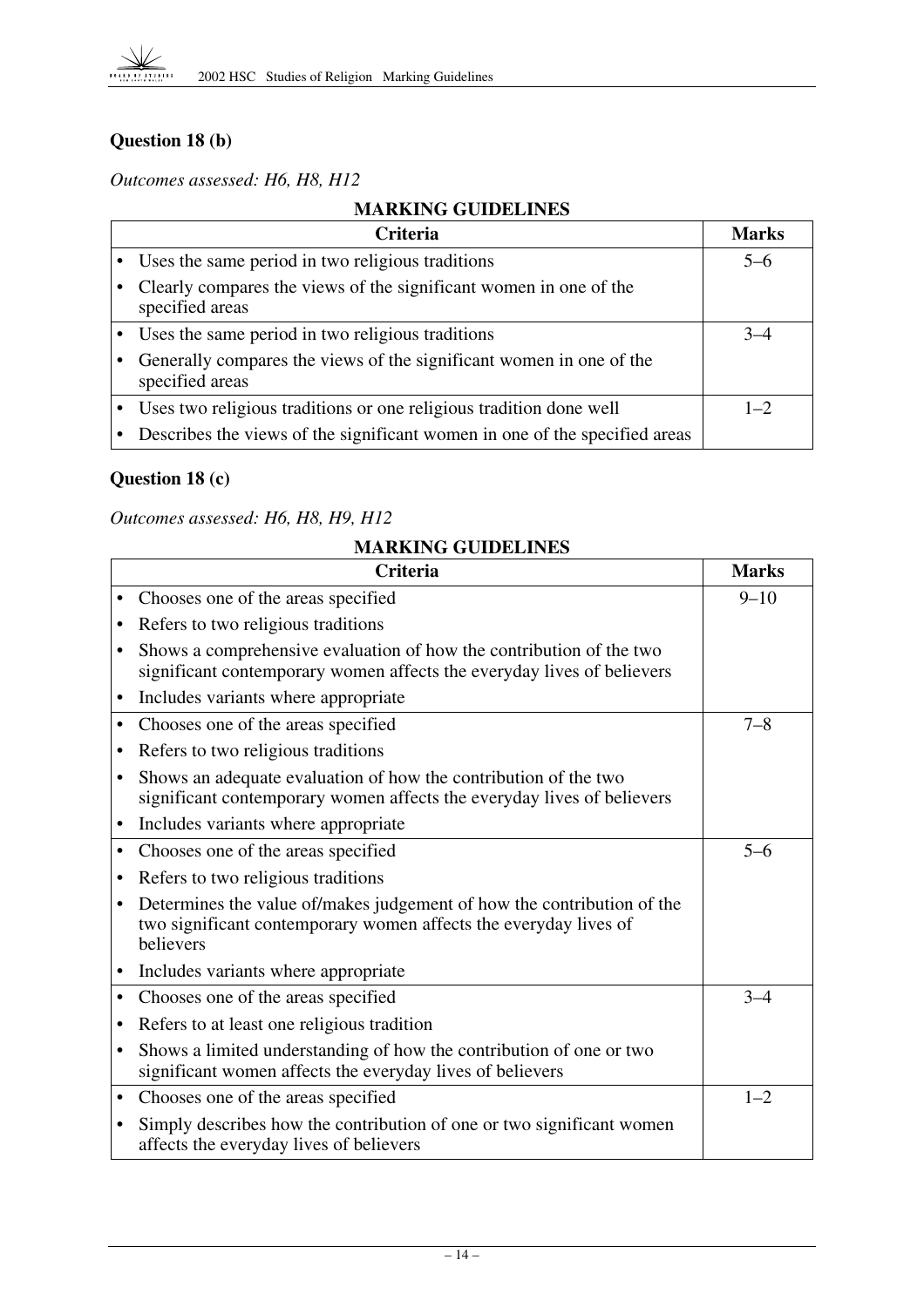### Question 18 (b)

*Outcomes assessed: H6, H8, H12*

**MARKING GUIDELINES**

| Criteria | Marks |
|---|---|
| • Uses the same period in two religious traditions<br>• Clearly compares the views of the significant women in one of the specified areas | 5–6 |
| • Uses the same period in two religious traditions<br>• Generally compares the views of the significant women in one of the specified areas | 3–4 |
| • Uses two religious traditions or one religious tradition done well<br>• Describes the views of the significant women in one of the specified areas | 1–2 |

### Question 18 (c)

*Outcomes assessed: H6, H8, H9, H12*

**MARKING GUIDELINES**

| Criteria | Marks |
|---|---|
| • Chooses one of the areas specified<br>• Refers to two religious traditions<br>• Shows a comprehensive evaluation of how the contribution of the two significant contemporary women affects the everyday lives of believers<br>• Includes variants where appropriate | 9–10 |
| • Chooses one of the areas specified<br>• Refers to two religious traditions<br>• Shows an adequate evaluation of how the contribution of the two significant contemporary women affects the everyday lives of believers<br>• Includes variants where appropriate | 7–8 |
| • Chooses one of the areas specified<br>• Refers to two religious traditions<br>• Determines the value of/makes judgement of how the contribution of the two significant contemporary women affects the everyday lives of believers<br>• Includes variants where appropriate | 5–6 |
| • Chooses one of the areas specified<br>• Refers to at least one religious tradition<br>• Shows a limited understanding of how the contribution of one or two significant women affects the everyday lives of believers | 3–4 |
| • Chooses one of the areas specified<br>• Simply describes how the contribution of one or two significant women affects the everyday lives of believers | 1–2 |